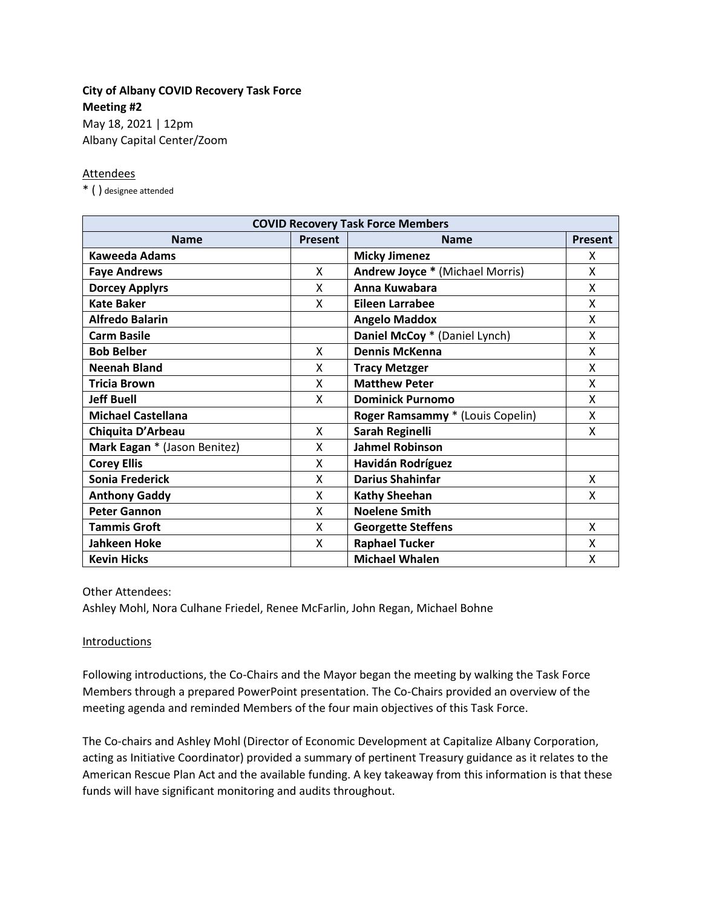**City of Albany COVID Recovery Task Force**
**Meeting #2**
May 18, 2021 | 12pm
Albany Capital Center/Zoom

Attendees

* ( ) designee attended

| COVID Recovery Task Force Members | | | |
|---|---|---|---|
| **Name** | **Present** | **Name** | **Present** |
| **Kaweeda Adams** | | **Micky Jimenez** | X |
| **Faye Andrews** | X | **Andrew Joyce *** (Michael Morris) | X |
| **Dorcey Applyrs** | X | **Anna Kuwabara** | X |
| **Kate Baker** | X | **Eileen Larrabee** | X |
| **Alfredo Balarin** | | **Angelo Maddox** | X |
| **Carm Basile** | | **Daniel McCoy** * (Daniel Lynch) | X |
| **Bob Belber** | X | **Dennis McKenna** | X |
| **Neenah Bland** | X | **Tracy Metzger** | X |
| **Tricia Brown** | X | **Matthew Peter** | X |
| **Jeff Buell** | X | **Dominick Purnomo** | X |
| **Michael Castellana** | | **Roger Ramsammy** * (Louis Copelin) | X |
| **Chiquita D'Arbeau** | X | **Sarah Reginelli** | X |
| **Mark Eagan** * (Jason Benitez) | X | **Jahmel Robinson** | |
| **Corey Ellis** | X | **Havidán Rodríguez** | |
| **Sonia Frederick** | X | **Darius Shahinfar** | X |
| **Anthony Gaddy** | X | **Kathy Sheehan** | X |
| **Peter Gannon** | X | **Noelene Smith** | |
| **Tammis Groft** | X | **Georgette Steffens** | X |
| **Jahkeen Hoke** | X | **Raphael Tucker** | X |
| **Kevin Hicks** | | **Michael Whalen** | X |

Other Attendees:
Ashley Mohl, Nora Culhane Friedel, Renee McFarlin, John Regan, Michael Bohne

Introductions

Following introductions, the Co-Chairs and the Mayor began the meeting by walking the Task Force Members through a prepared PowerPoint presentation. The Co-Chairs provided an overview of the meeting agenda and reminded Members of the four main objectives of this Task Force.

The Co-chairs and Ashley Mohl (Director of Economic Development at Capitalize Albany Corporation, acting as Initiative Coordinator) provided a summary of pertinent Treasury guidance as it relates to the American Rescue Plan Act and the available funding. A key takeaway from this information is that these funds will have significant monitoring and audits throughout.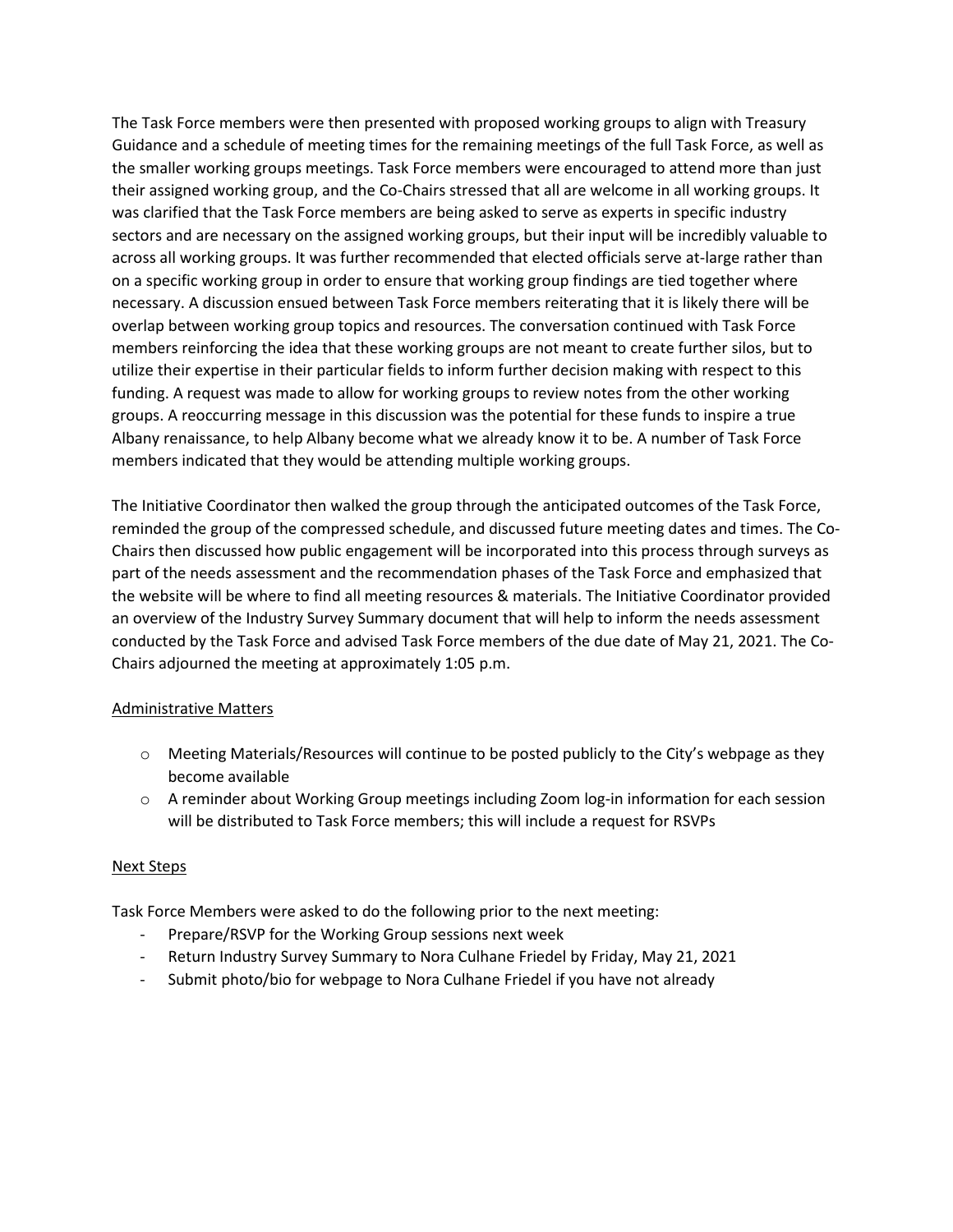The Task Force members were then presented with proposed working groups to align with Treasury Guidance and a schedule of meeting times for the remaining meetings of the full Task Force, as well as the smaller working groups meetings. Task Force members were encouraged to attend more than just their assigned working group, and the Co-Chairs stressed that all are welcome in all working groups. It was clarified that the Task Force members are being asked to serve as experts in specific industry sectors and are necessary on the assigned working groups, but their input will be incredibly valuable to across all working groups. It was further recommended that elected officials serve at-large rather than on a specific working group in order to ensure that working group findings are tied together where necessary. A discussion ensued between Task Force members reiterating that it is likely there will be overlap between working group topics and resources. The conversation continued with Task Force members reinforcing the idea that these working groups are not meant to create further silos, but to utilize their expertise in their particular fields to inform further decision making with respect to this funding. A request was made to allow for working groups to review notes from the other working groups. A reoccurring message in this discussion was the potential for these funds to inspire a true Albany renaissance, to help Albany become what we already know it to be. A number of Task Force members indicated that they would be attending multiple working groups.

The Initiative Coordinator then walked the group through the anticipated outcomes of the Task Force, reminded the group of the compressed schedule, and discussed future meeting dates and times. The Co-Chairs then discussed how public engagement will be incorporated into this process through surveys as part of the needs assessment and the recommendation phases of the Task Force and emphasized that the website will be where to find all meeting resources & materials. The Initiative Coordinator provided an overview of the Industry Survey Summary document that will help to inform the needs assessment conducted by the Task Force and advised Task Force members of the due date of May 21, 2021. The Co-Chairs adjourned the meeting at approximately 1:05 p.m.

<u>Administrative Matters</u>

- Meeting Materials/Resources will continue to be posted publicly to the City's webpage as they become available
- A reminder about Working Group meetings including Zoom log-in information for each session will be distributed to Task Force members; this will include a request for RSVPs

<u>Next Steps</u>

Task Force Members were asked to do the following prior to the next meeting:

- Prepare/RSVP for the Working Group sessions next week
- Return Industry Survey Summary to Nora Culhane Friedel by Friday, May 21, 2021
- Submit photo/bio for webpage to Nora Culhane Friedel if you have not already